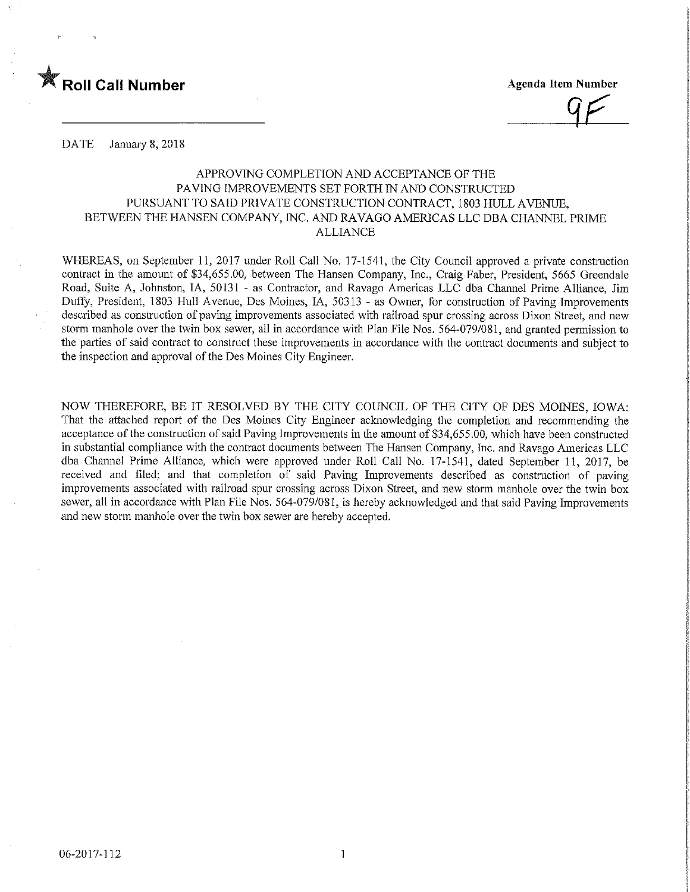★ **Roll Call Number**

**Agenda Item Number**

9F

DATE January 8, 2018

APPROVING COMPLETION AND ACCEPTANCE OF THE PAVING IMPROVEMENTS SET FORTH IN AND CONSTRUCTED PURSUANT TO SAID PRIVATE CONSTRUCTION CONTRACT, 1803 HULL AVENUE, BETWEEN THE HANSEN COMPANY, INC. AND RAVAGO AMERICAS LLC DBA CHANNEL PRIME ALLIANCE

WHEREAS, on September 11, 2017 under Roll Call No. 17-1541, the City Council approved a private construction contract in the amount of $34,655.00, between The Hansen Company, Inc., Craig Faber, President, 5665 Greendale Road, Suite A, Johnston, IA, 50131 - as Contractor, and Ravago Americas LLC dba Channel Prime Alliance, Jim Duffy, President, 1803 Hull Avenue, Des Moines, IA, 50313 - as Owner, for construction of Paving Improvements described as construction of paving improvements associated with railroad spur crossing across Dixon Street, and new storm manhole over the twin box sewer, all in accordance with Plan File Nos. 564-079/081, and granted permission to the parties of said contract to construct these improvements in accordance with the contract documents and subject to the inspection and approval of the Des Moines City Engineer.

NOW THEREFORE, BE IT RESOLVED BY THE CITY COUNCIL OF THE CITY OF DES MOINES, IOWA: That the attached report of the Des Moines City Engineer acknowledging the completion and recommending the acceptance of the construction of said Paving Improvements in the amount of $34,655.00, which have been constructed in substantial compliance with the contract documents between The Hansen Company, Inc. and Ravago Americas LLC dba Channel Prime Alliance, which were approved under Roll Call No. 17-1541, dated September 11, 2017, be received and filed; and that completion of said Paving Improvements described as construction of paving improvements associated with railroad spur crossing across Dixon Street, and new storm manhole over the twin box sewer, all in accordance with Plan File Nos. 564-079/081, is hereby acknowledged and that said Paving Improvements and new storm manhole over the twin box sewer are hereby accepted.

06-2017-112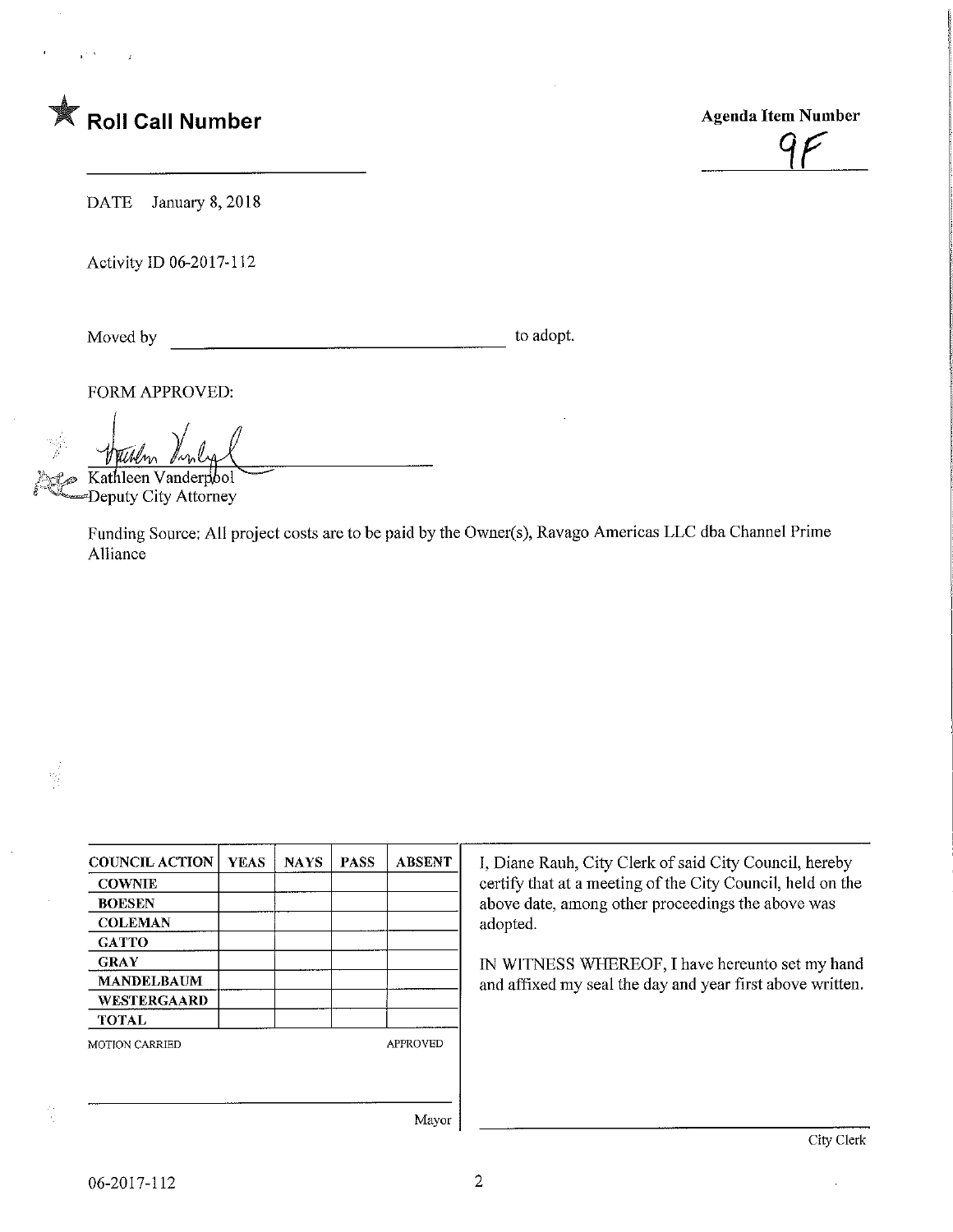★ **Roll Call Number**

**Agenda Item Number**

9F

DATE January 8, 2018

Activity ID 06-2017-112

Moved by ______________________________ to adopt.

FORM APPROVED:

Kathleen Vanderpool
Deputy City Attorney

Funding Source: All project costs are to be paid by the Owner(s), Ravago Americas LLC dba Channel Prime Alliance

| COUNCIL ACTION | YEAS | NAYS | PASS | ABSENT |
|---|---|---|---|---|
| COWNIE | | | | |
| BOESEN | | | | |
| COLEMAN | | | | |
| GATTO | | | | |
| GRAY | | | | |
| MANDELBAUM | | | | |
| WESTERGAARD | | | | |
| TOTAL | | | | |

MOTION CARRIED APPROVED

______________________________
Mayor

I, Diane Rauh, City Clerk of said City Council, hereby certify that at a meeting of the City Council, held on the above date, among other proceedings the above was adopted.

IN WITNESS WHEREOF, I have hereunto set my hand and affixed my seal the day and year first above written.

______________________________
City Clerk

06-2017-112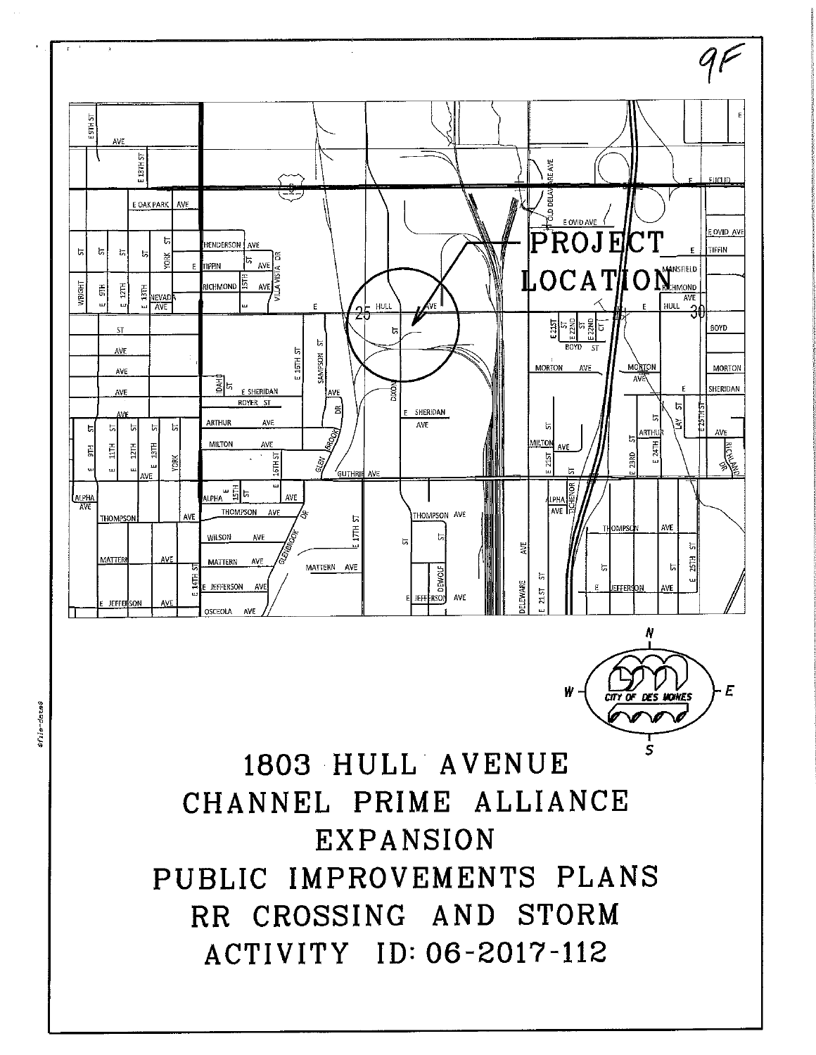9F

PROJECT LOCATION

# 1803 HULL AVENUE
# CHANNEL PRIME ALLIANCE
# EXPANSION
# PUBLIC IMPROVEMENTS PLANS
# RR CROSSING AND STORM
# ACTIVITY ID: 06-2017-112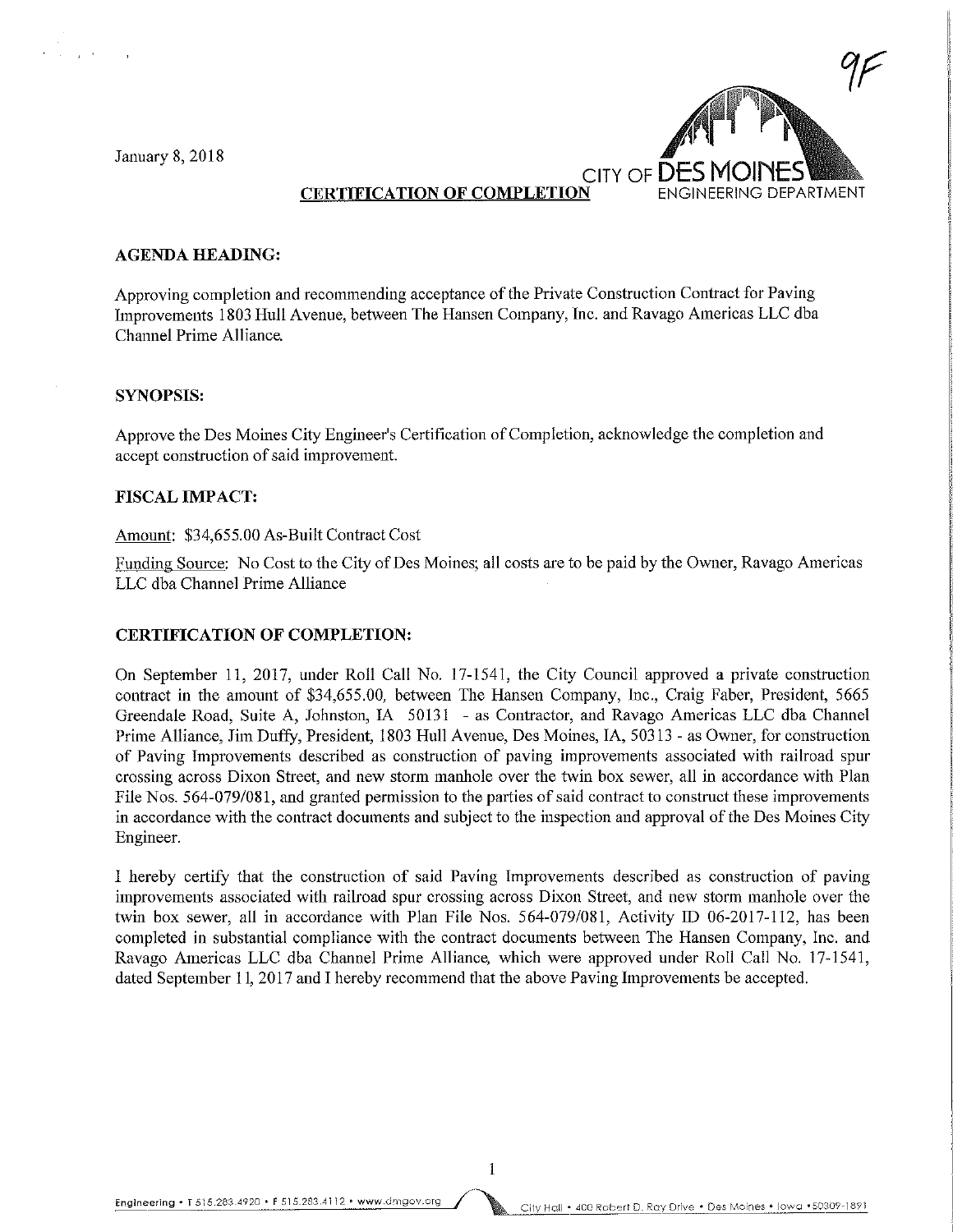9F

January 8, 2018

CITY OF DES MOINES
ENGINEERING DEPARTMENT

**CERTIFICATION OF COMPLETION**

**AGENDA HEADING:**

Approving completion and recommending acceptance of the Private Construction Contract for Paving Improvements 1803 Hull Avenue, between The Hansen Company, Inc. and Ravago Americas LLC dba Channel Prime Alliance.

**SYNOPSIS:**

Approve the Des Moines City Engineer's Certification of Completion, acknowledge the completion and accept construction of said improvement.

**FISCAL IMPACT:**

Amount: $34,655.00 As-Built Contract Cost

Funding Source: No Cost to the City of Des Moines; all costs are to be paid by the Owner, Ravago Americas LLC dba Channel Prime Alliance

**CERTIFICATION OF COMPLETION:**

On September 11, 2017, under Roll Call No. 17-1541, the City Council approved a private construction contract in the amount of $34,655.00, between The Hansen Company, Inc., Craig Faber, President, 5665 Greendale Road, Suite A, Johnston, IA 50131 - as Contractor, and Ravago Americas LLC dba Channel Prime Alliance, Jim Duffy, President, 1803 Hull Avenue, Des Moines, IA, 50313 - as Owner, for construction of Paving Improvements described as construction of paving improvements associated with railroad spur crossing across Dixon Street, and new storm manhole over the twin box sewer, all in accordance with Plan File Nos. 564-079/081, and granted permission to the parties of said contract to construct these improvements in accordance with the contract documents and subject to the inspection and approval of the Des Moines City Engineer.

I hereby certify that the construction of said Paving Improvements described as construction of paving improvements associated with railroad spur crossing across Dixon Street, and new storm manhole over the twin box sewer, all in accordance with Plan File Nos. 564-079/081, Activity ID 06-2017-112, has been completed in substantial compliance with the contract documents between The Hansen Company, Inc. and Ravago Americas LLC dba Channel Prime Alliance, which were approved under Roll Call No. 17-1541, dated September 11, 2017 and I hereby recommend that the above Paving Improvements be accepted.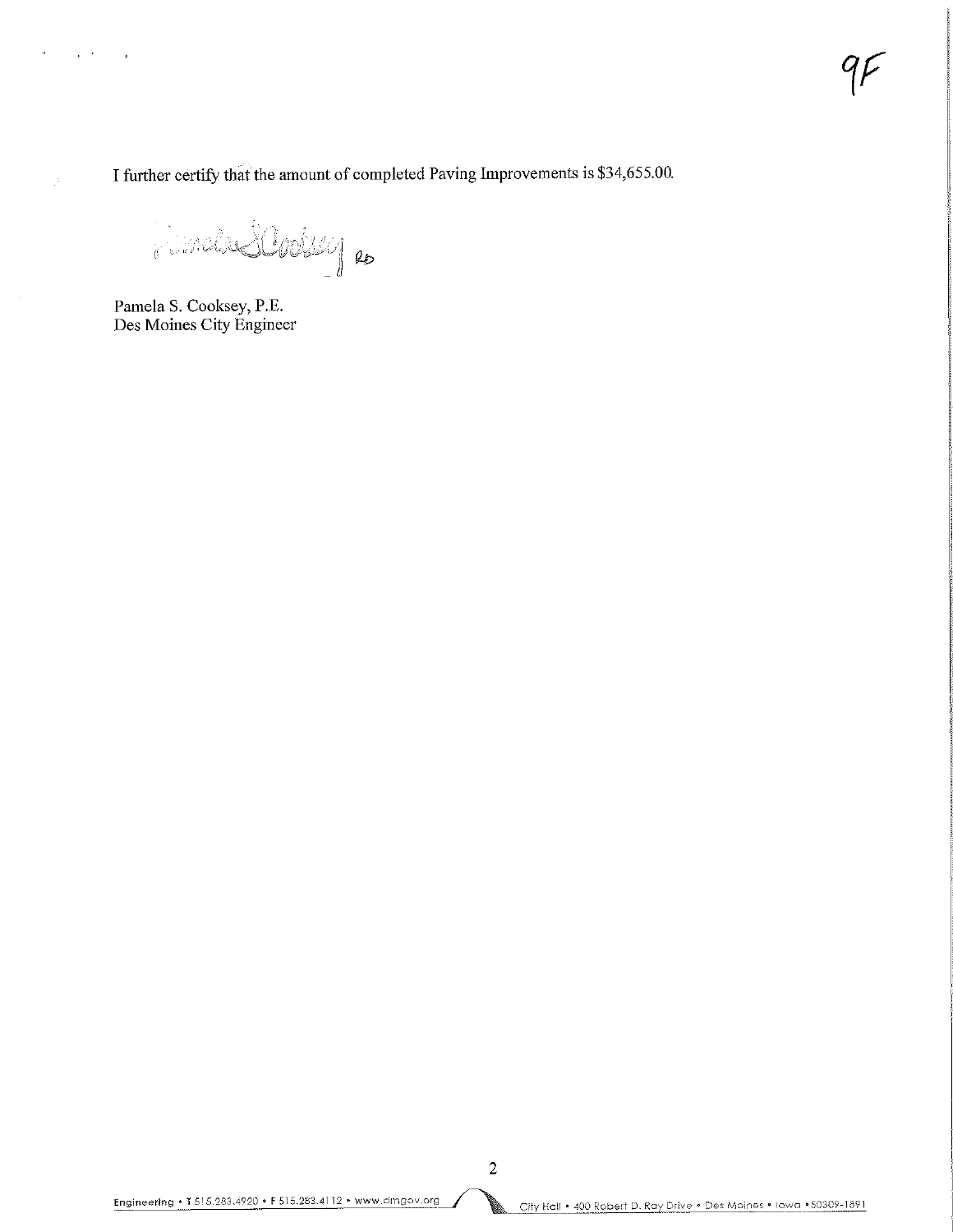9F

I further certify that the amount of completed Paving Improvements is $34,655.00.

Pamela S. Cooksey, P.E.
Des Moines City Engineer

Engineering • T 515.283.4920 • F 515.283.4112 • www.dmgov.org

City Hall • 400 Robert D. Ray Drive • Des Moines • Iowa • 50309-1891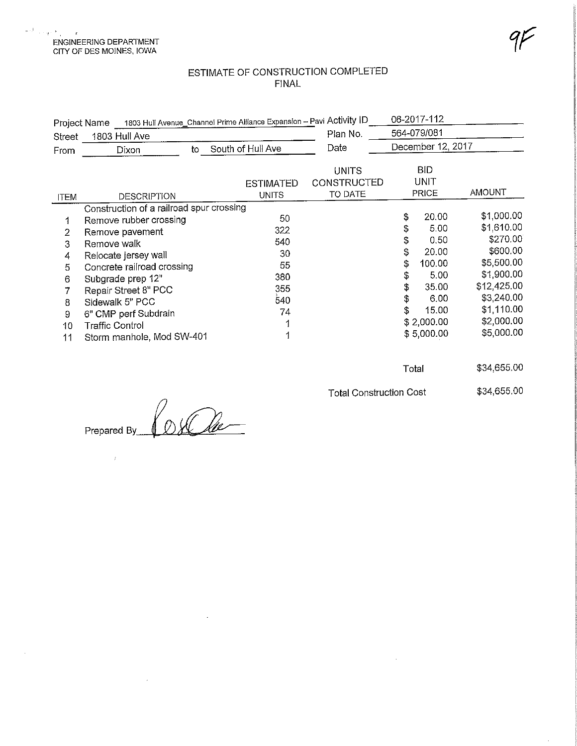ENGINEERING DEPARTMENT
CITY OF DES MOINES, IOWA

9F

# ESTIMATE OF CONSTRUCTION COMPLETED
## FINAL

Project Name 1803 Hull Avenue_Channel Prime Alliance Expansion – Pavi Activity ID 06-2017-112
Street 1803 Hull Ave Plan No. 564-079/081
From Dixon to South of Hull Ave Date December 12, 2017

| ITEM | DESCRIPTION | ESTIMATED UNITS | UNITS CONSTRUCTED TO DATE | BID UNIT PRICE | AMOUNT |
|---|---|---|---|---|---|
| | Construction of a railroad spur crossing | | | | |
| 1 | Remove rubber crossing | 50 | | $ 20.00 | $1,000.00 |
| 2 | Remove pavement | 322 | | $ 5.00 | $1,610.00 |
| 3 | Remove walk | 540 | | $ 0.50 | $270.00 |
| 4 | Relocate jersey wall | 30 | | $ 20.00 | $600.00 |
| 5 | Concrete railroad crossing | 55 | | $ 100.00 | $5,500.00 |
| 6 | Subgrade prep 12" | 380 | | $ 5.00 | $1,900.00 |
| 7 | Repair Street 8" PCC | 355 | | $ 35.00 | $12,425.00 |
| 8 | Sidewalk 5" PCC | 540 | | $ 6.00 | $3,240.00 |
| 9 | 6" CMP perf Subdrain | 74 | | $ 15.00 | $1,110.00 |
| 10 | Traffic Control | 1 | | $ 2,000.00 | $2,000.00 |
| 11 | Storm manhole, Mod SW-401 | 1 | | $ 5,000.00 | $5,000.00 |
| | | | | Total | $34,655.00 |

Total Construction Cost $34,655.00

Prepared By [signature]